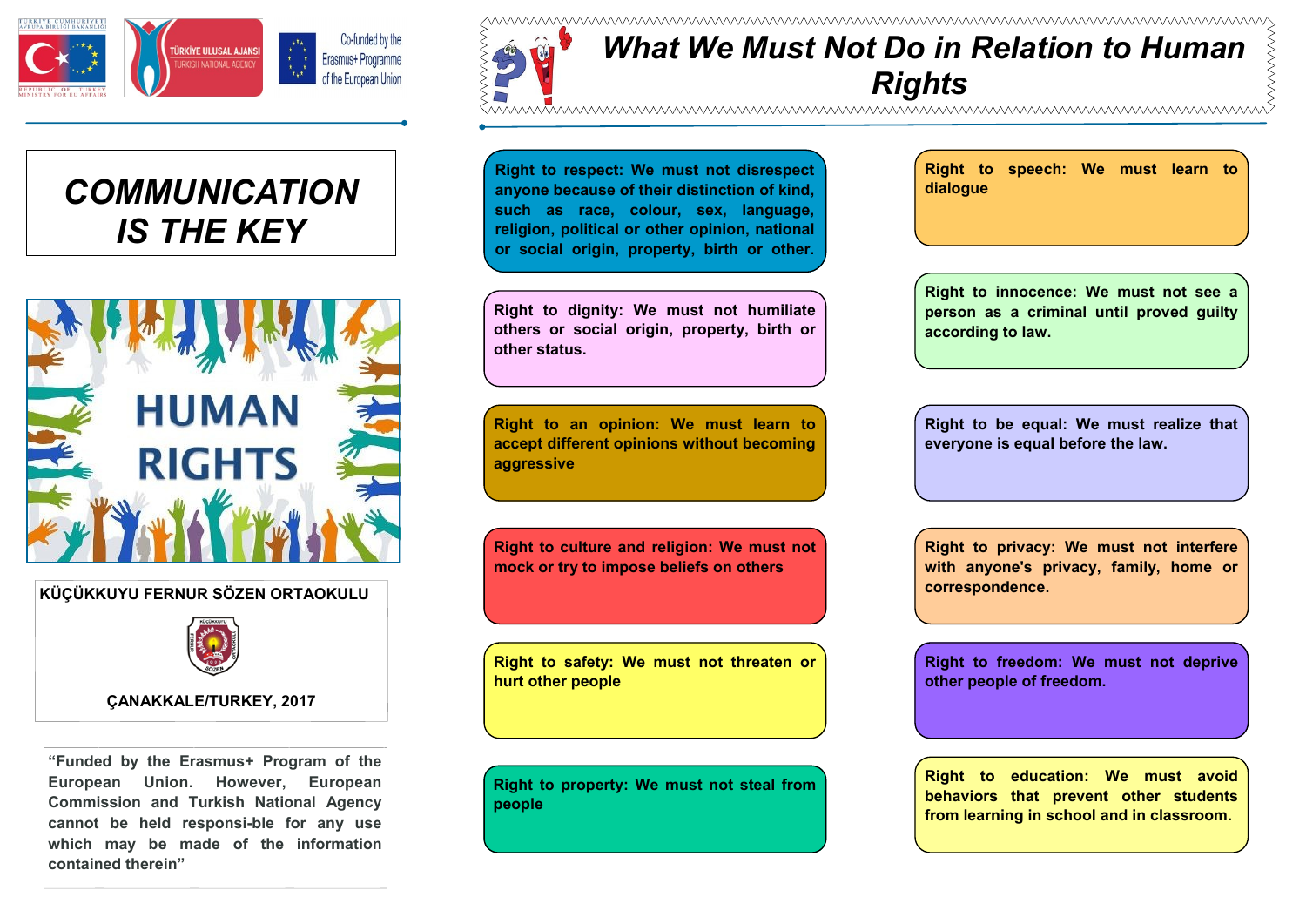TÜRKİYE CUMHURİYETİ AVRUPA BİRLİĞİ BAKANLIĞI
REPUBLIC OF TURKEY MINISTRY FOR EU AFFAIRS

TÜRKİYE ULUSAL AJANSI
TURKISH NATIONAL AGENCY

Co-funded by the Erasmus+ Programme of the European Union

# COMMUNICATION IS THE KEY

HUMAN RIGHTS

**KÜÇÜKKUYU FERNUR SÖZEN ORTAOKULU**

**ÇANAKKALE/TURKEY, 2017**

**"Funded by the Erasmus+ Program of the European Union. However, European Commission and Turkish National Agency cannot be held responsi-ble for any use which may be made of the information contained therein"**

# *What We Must Not Do in Relation to Human Rights*

**Right to respect: We must not disrespect anyone because of their distinction of kind, such as race, colour, sex, language, religion, political or other opinion, national or social origin, property, birth or other.**

**Right to dignity: We must not humiliate others or social origin, property, birth or other status.**

**Right to an opinion: We must learn to accept different opinions without becoming aggressive**

**Right to culture and religion: We must not mock or try to impose beliefs on others**

**Right to safety: We must not threaten or hurt other people**

**Right to property: We must not steal from people**

**Right to speech: We must learn to dialogue**

**Right to innocence: We must not see a person as a criminal until proved guilty according to law.**

**Right to be equal: We must realize that everyone is equal before the law.**

**Right to privacy: We must not interfere with anyone's privacy, family, home or correspondence.**

**Right to freedom: We must not deprive other people of freedom.**

**Right to education: We must avoid behaviors that prevent other students from learning in school and in classroom.**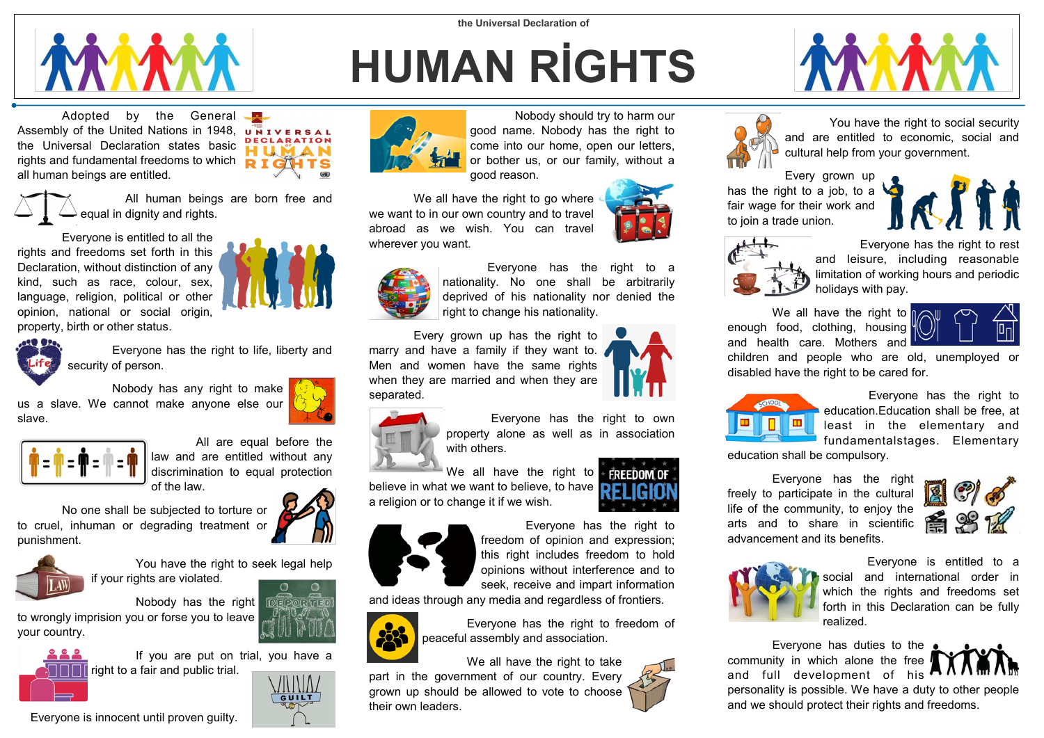the Universal Declaration of

# HUMAN RİGHTS

Adopted by the General Assembly of the United Nations in 1948, the Universal Declaration states basic rights and fundamental freedoms to which all human beings are entitled.

All human beings are born free and equal in dignity and rights.

Everyone is entitled to all the rights and freedoms set forth in this Declaration, without distinction of any kind, such as race, colour, sex, language, religion, political or other opinion, national or social origin, property, birth or other status.

Everyone has the right to life, liberty and security of person.

Nobody has any right to make us a slave. We cannot make anyone else our slave.

All are equal before the law and are entitled without any discrimination to equal protection of the law.

No one shall be subjected to torture or to cruel, inhuman or degrading treatment or punishment.

You have the right to seek legal help if your rights are violated.

Nobody has the right to wrongly imprision you or forse you to leave your country.

If you are put on trial, you have a right to a fair and public trial.

Everyone is innocent until proven guilty.

Nobody should try to harm our good name. Nobody has the right to come into our home, open our letters, or bother us, or our family, without a good reason.

We all have the right to go where we want to in our own country and to travel abroad as we wish. You can travel wherever you want.

Everyone has the right to a nationality. No one shall be arbitrarily deprived of his nationality nor denied the right to change his nationality.

Every grown up has the right to marry and have a family if they want to. Men and women have the same rights when they are married and when they are separated.

Everyone has the right to own property alone as well as in association with others.

We all have the right to believe in what we want to believe, to have a religion or to change it if we wish.

Everyone has the right to freedom of opinion and expression; this right includes freedom to hold opinions without interference and to seek, receive and impart information and ideas through any media and regardless of frontiers.

Everyone has the right to freedom of peaceful assembly and association.

We all have the right to take part in the government of our country. Every grown up should be allowed to vote to choose their own leaders.

You have the right to social security and are entitled to economic, social and cultural help from your government.

Every grown up has the right to a job, to a fair wage for their work and to join a trade union.

Everyone has the right to rest and leisure, including reasonable limitation of working hours and periodic holidays with pay.

We all have the right to enough food, clothing, housing and health care. Mothers and children and people who are old, unemployed or disabled have the right to be cared for.

Everyone has the right to education.Education shall be free, at least in the elementary and fundamentalstages. Elementary education shall be compulsory.

Everyone has the right freely to participate in the cultural life of the community, to enjoy the arts and to share in scientific advancement and its benefits.

Everyone is entitled to a social and international order in which the rights and freedoms set forth in this Declaration can be fully realized.

Everyone has duties to the community in which alone the free and full development of his personality is possible. We have a duty to other people and we should protect their rights and freedoms.